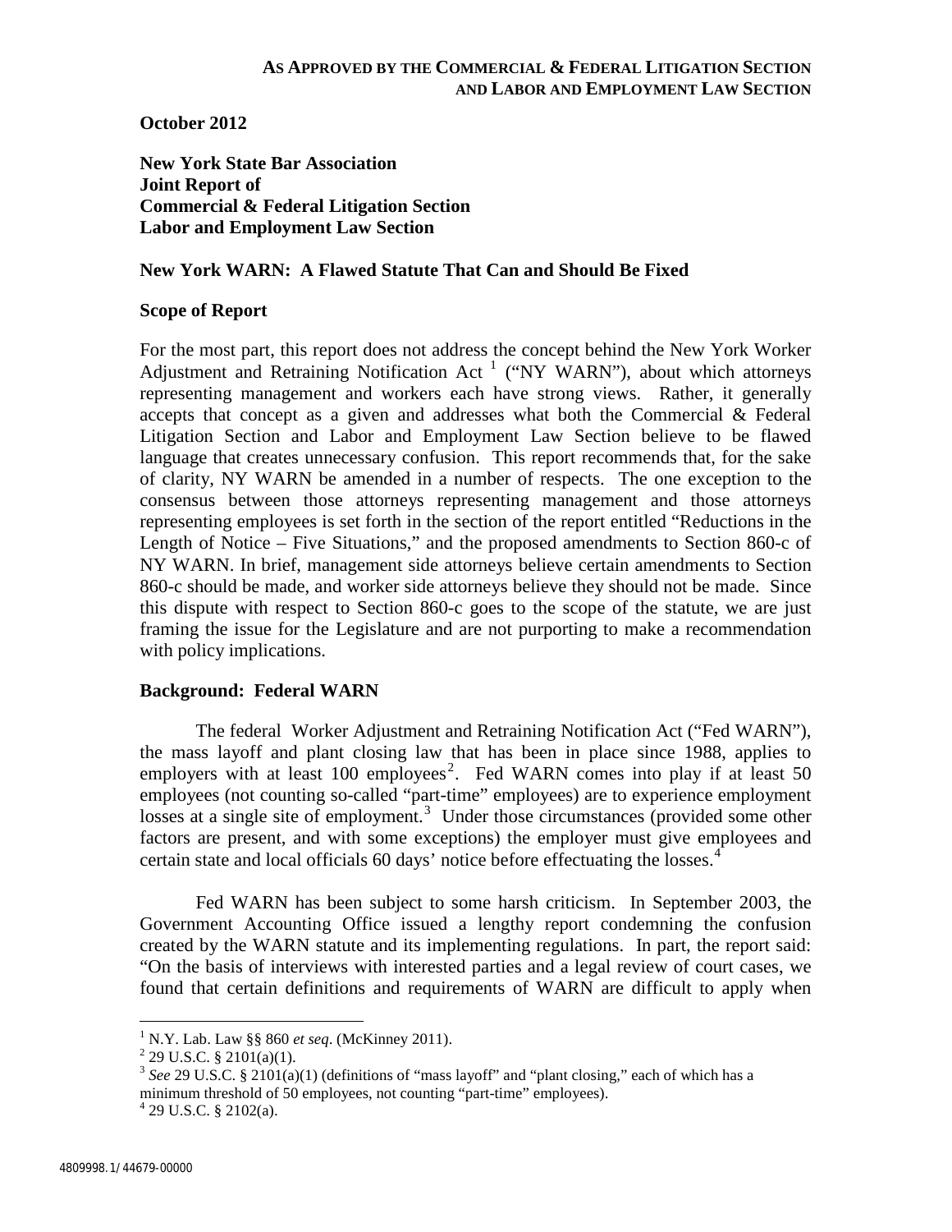**AS APPROVED BY THE COMMERCIAL & FEDERAL LITIGATION SECTION AND LABOR AND EMPLOYMENT LAW SECTION**

**October 2012**

**New York State Bar Association**
**Joint Report of**
**Commercial & Federal Litigation Section**
**Labor and Employment Law Section**

## New York WARN: A Flawed Statute That Can and Should Be Fixed

### Scope of Report

For the most part, this report does not address the concept behind the New York Worker Adjustment and Retraining Notification Act [1] ("NY WARN"), about which attorneys representing management and workers each have strong views. Rather, it generally accepts that concept as a given and addresses what both the Commercial & Federal Litigation Section and Labor and Employment Law Section believe to be flawed language that creates unnecessary confusion. This report recommends that, for the sake of clarity, NY WARN be amended in a number of respects. The one exception to the consensus between those attorneys representing management and those attorneys representing employees is set forth in the section of the report entitled "Reductions in the Length of Notice – Five Situations," and the proposed amendments to Section 860-c of NY WARN. In brief, management side attorneys believe certain amendments to Section 860-c should be made, and worker side attorneys believe they should not be made. Since this dispute with respect to Section 860-c goes to the scope of the statute, we are just framing the issue for the Legislature and are not purporting to make a recommendation with policy implications.

### Background: Federal WARN

The federal Worker Adjustment and Retraining Notification Act ("Fed WARN"), the mass layoff and plant closing law that has been in place since 1988, applies to employers with at least 100 employees[2]. Fed WARN comes into play if at least 50 employees (not counting so-called "part-time" employees) are to experience employment losses at a single site of employment.[3] Under those circumstances (provided some other factors are present, and with some exceptions) the employer must give employees and certain state and local officials 60 days' notice before effectuating the losses.[4]

Fed WARN has been subject to some harsh criticism. In September 2003, the Government Accounting Office issued a lengthy report condemning the confusion created by the WARN statute and its implementing regulations. In part, the report said: "On the basis of interviews with interested parties and a legal review of court cases, we found that certain definitions and requirements of WARN are difficult to apply when

---

[1] N.Y. Lab. Law §§ 860 *et seq*. (McKinney 2011).

[2] 29 U.S.C. § 2101(a)(1).

[3] *See* 29 U.S.C. § 2101(a)(1) (definitions of "mass layoff" and "plant closing," each of which has a minimum threshold of 50 employees, not counting "part-time" employees).

[4] 29 U.S.C. § 2102(a).

4809998.1/44679-00000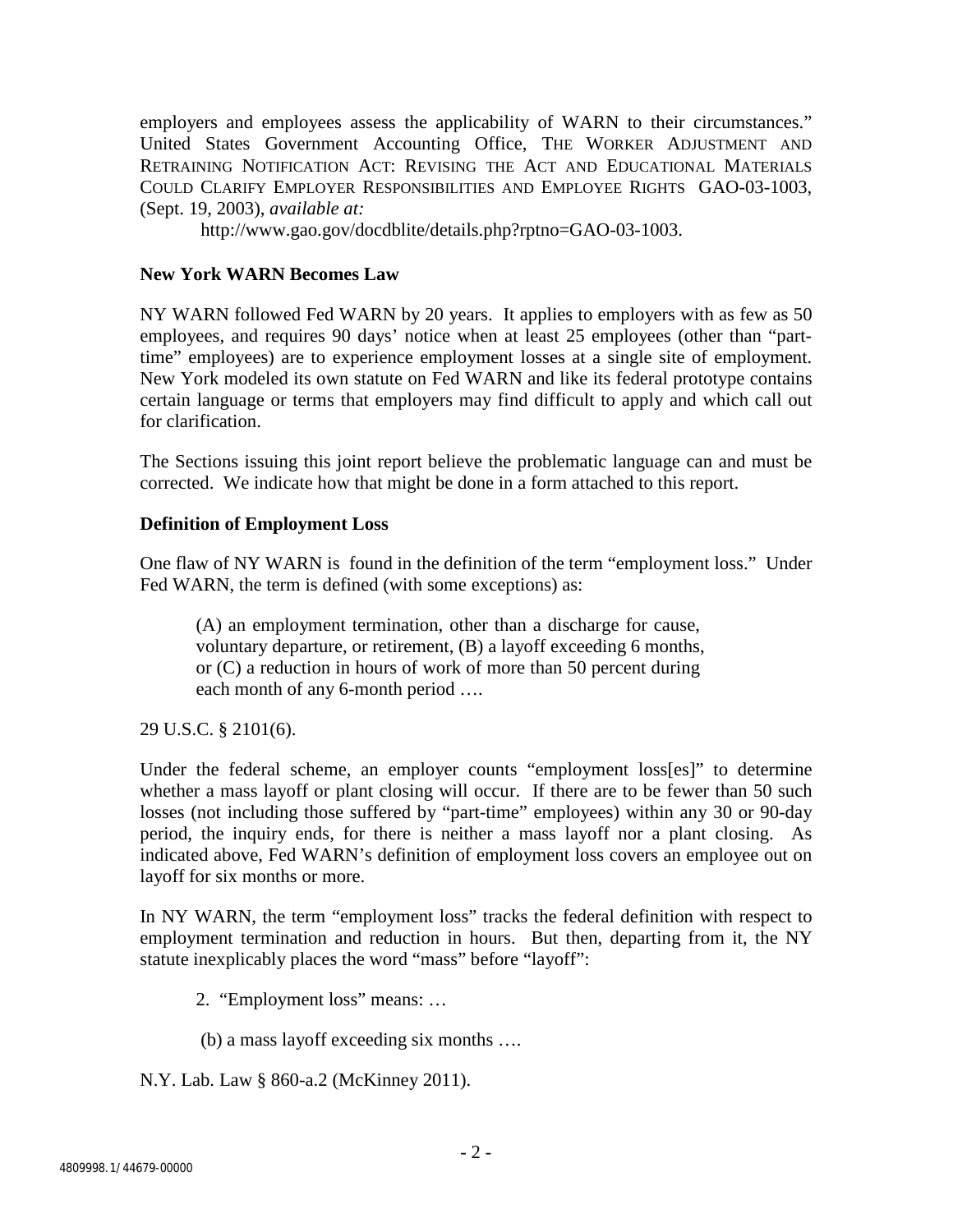employers and employees assess the applicability of WARN to their circumstances." United States Government Accounting Office, THE WORKER ADJUSTMENT AND RETRAINING NOTIFICATION ACT: REVISING THE ACT AND EDUCATIONAL MATERIALS COULD CLARIFY EMPLOYER RESPONSIBILITIES AND EMPLOYEE RIGHTS GAO-03-1003, (Sept. 19, 2003), *available at:*

http://www.gao.gov/docdblite/details.php?rptno=GAO-03-1003.

**New York WARN Becomes Law**

NY WARN followed Fed WARN by 20 years. It applies to employers with as few as 50 employees, and requires 90 days' notice when at least 25 employees (other than "part-time" employees) are to experience employment losses at a single site of employment. New York modeled its own statute on Fed WARN and like its federal prototype contains certain language or terms that employers may find difficult to apply and which call out for clarification.

The Sections issuing this joint report believe the problematic language can and must be corrected. We indicate how that might be done in a form attached to this report.

**Definition of Employment Loss**

One flaw of NY WARN is found in the definition of the term "employment loss." Under Fed WARN, the term is defined (with some exceptions) as:

> (A) an employment termination, other than a discharge for cause, voluntary departure, or retirement, (B) a layoff exceeding 6 months, or (C) a reduction in hours of work of more than 50 percent during each month of any 6-month period ….

29 U.S.C. § 2101(6).

Under the federal scheme, an employer counts "employment loss[es]" to determine whether a mass layoff or plant closing will occur. If there are to be fewer than 50 such losses (not including those suffered by "part-time" employees) within any 30 or 90-day period, the inquiry ends, for there is neither a mass layoff nor a plant closing. As indicated above, Fed WARN's definition of employment loss covers an employee out on layoff for six months or more.

In NY WARN, the term "employment loss" tracks the federal definition with respect to employment termination and reduction in hours. But then, departing from it, the NY statute inexplicably places the word "mass" before "layoff":

> 2. "Employment loss" means: …
>
> (b) a mass layoff exceeding six months ….

N.Y. Lab. Law § 860-a.2 (McKinney 2011).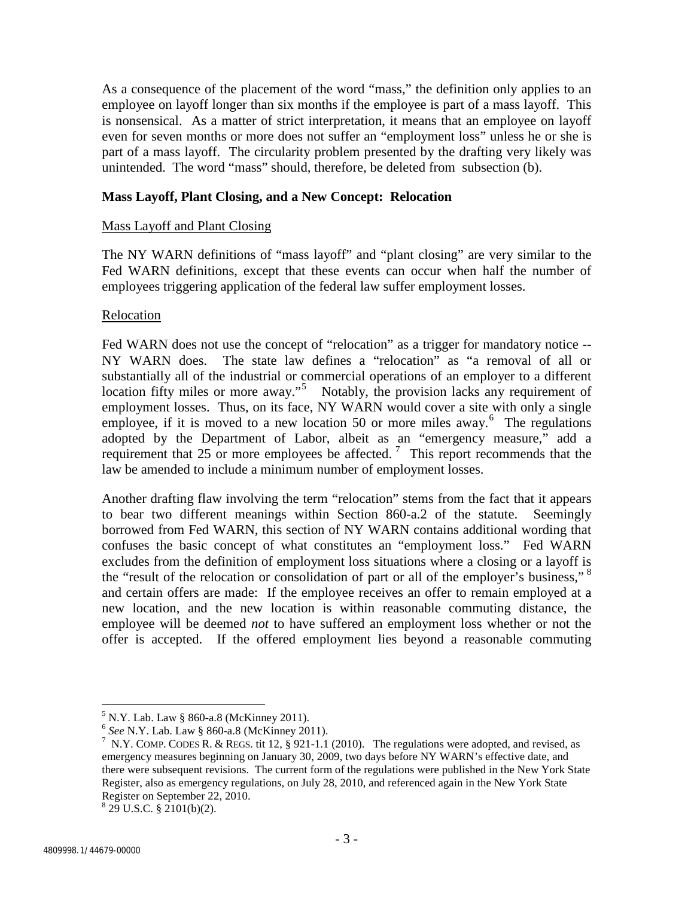As a consequence of the placement of the word "mass," the definition only applies to an employee on layoff longer than six months if the employee is part of a mass layoff. This is nonsensical. As a matter of strict interpretation, it means that an employee on layoff even for seven months or more does not suffer an "employment loss" unless he or she is part of a mass layoff. The circularity problem presented by the drafting very likely was unintended. The word "mass" should, therefore, be deleted from subsection (b).

**Mass Layoff, Plant Closing, and a New Concept: Relocation**

Mass Layoff and Plant Closing

The NY WARN definitions of "mass layoff" and "plant closing" are very similar to the Fed WARN definitions, except that these events can occur when half the number of employees triggering application of the federal law suffer employment losses.

Relocation

Fed WARN does not use the concept of "relocation" as a trigger for mandatory notice -- NY WARN does. The state law defines a "relocation" as "a removal of all or substantially all of the industrial or commercial operations of an employer to a different location fifty miles or more away."[5] Notably, the provision lacks any requirement of employment losses. Thus, on its face, NY WARN would cover a site with only a single employee, if it is moved to a new location 50 or more miles away.[6] The regulations adopted by the Department of Labor, albeit as an "emergency measure," add a requirement that 25 or more employees be affected.[7] This report recommends that the law be amended to include a minimum number of employment losses.

Another drafting flaw involving the term "relocation" stems from the fact that it appears to bear two different meanings within Section 860-a.2 of the statute. Seemingly borrowed from Fed WARN, this section of NY WARN contains additional wording that confuses the basic concept of what constitutes an "employment loss." Fed WARN excludes from the definition of employment loss situations where a closing or a layoff is the "result of the relocation or consolidation of part or all of the employer's business,"[8] and certain offers are made: If the employee receives an offer to remain employed at a new location, and the new location is within reasonable commuting distance, the employee will be deemed *not* to have suffered an employment loss whether or not the offer is accepted. If the offered employment lies beyond a reasonable commuting

---

[5] N.Y. Lab. Law § 860-a.8 (McKinney 2011).

[6] *See* N.Y. Lab. Law § 860-a.8 (McKinney 2011).

[7] N.Y. COMP. CODES R. & REGS. tit 12, § 921-1.1 (2010). The regulations were adopted, and revised, as emergency measures beginning on January 30, 2009, two days before NY WARN's effective date, and there were subsequent revisions. The current form of the regulations were published in the New York State Register, also as emergency regulations, on July 28, 2010, and referenced again in the New York State Register on September 22, 2010.

[8] 29 U.S.C. § 2101(b)(2).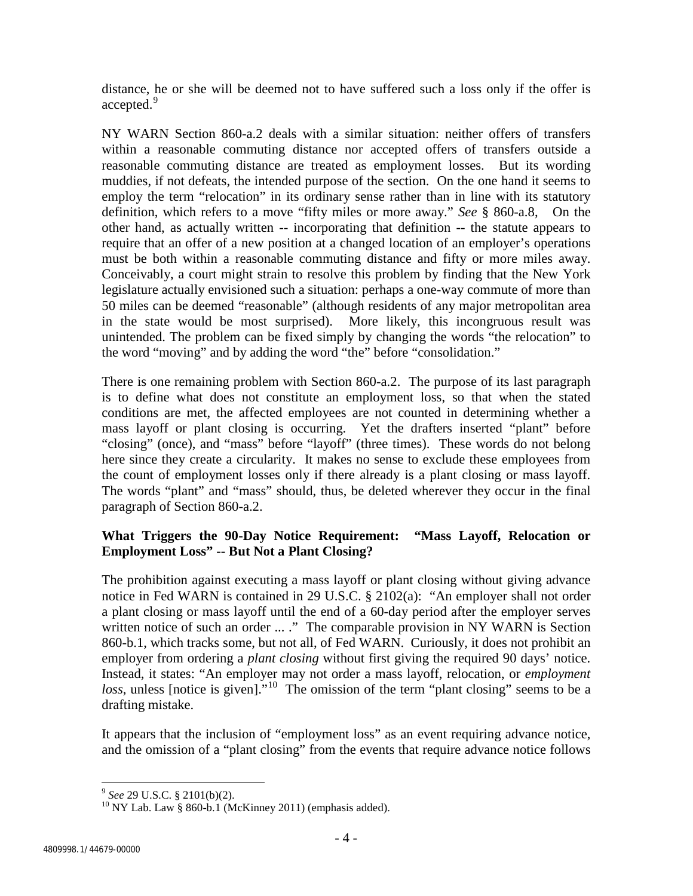distance, he or she will be deemed not to have suffered such a loss only if the offer is accepted.[9]

NY WARN Section 860-a.2 deals with a similar situation: neither offers of transfers within a reasonable commuting distance nor accepted offers of transfers outside a reasonable commuting distance are treated as employment losses. But its wording muddies, if not defeats, the intended purpose of the section. On the one hand it seems to employ the term "relocation" in its ordinary sense rather than in line with its statutory definition, which refers to a move "fifty miles or more away." *See* § 860-a.8, On the other hand, as actually written -- incorporating that definition -- the statute appears to require that an offer of a new position at a changed location of an employer's operations must be both within a reasonable commuting distance and fifty or more miles away. Conceivably, a court might strain to resolve this problem by finding that the New York legislature actually envisioned such a situation: perhaps a one-way commute of more than 50 miles can be deemed "reasonable" (although residents of any major metropolitan area in the state would be most surprised). More likely, this incongruous result was unintended. The problem can be fixed simply by changing the words "the relocation" to the word "moving" and by adding the word "the" before "consolidation."

There is one remaining problem with Section 860-a.2. The purpose of its last paragraph is to define what does not constitute an employment loss, so that when the stated conditions are met, the affected employees are not counted in determining whether a mass layoff or plant closing is occurring. Yet the drafters inserted "plant" before "closing" (once), and "mass" before "layoff" (three times). These words do not belong here since they create a circularity. It makes no sense to exclude these employees from the count of employment losses only if there already is a plant closing or mass layoff. The words "plant" and "mass" should, thus, be deleted wherever they occur in the final paragraph of Section 860-a.2.

**What Triggers the 90-Day Notice Requirement: "Mass Layoff, Relocation or Employment Loss" -- But Not a Plant Closing?**

The prohibition against executing a mass layoff or plant closing without giving advance notice in Fed WARN is contained in 29 U.S.C. § 2102(a): "An employer shall not order a plant closing or mass layoff until the end of a 60-day period after the employer serves written notice of such an order ... ." The comparable provision in NY WARN is Section 860-b.1, which tracks some, but not all, of Fed WARN. Curiously, it does not prohibit an employer from ordering a *plant closing* without first giving the required 90 days' notice. Instead, it states: "An employer may not order a mass layoff, relocation, or *employment loss*, unless [notice is given]."[10] The omission of the term "plant closing" seems to be a drafting mistake.

It appears that the inclusion of "employment loss" as an event requiring advance notice, and the omission of a "plant closing" from the events that require advance notice follows

---

[9] *See* 29 U.S.C. § 2101(b)(2).

[10] NY Lab. Law § 860-b.1 (McKinney 2011) (emphasis added).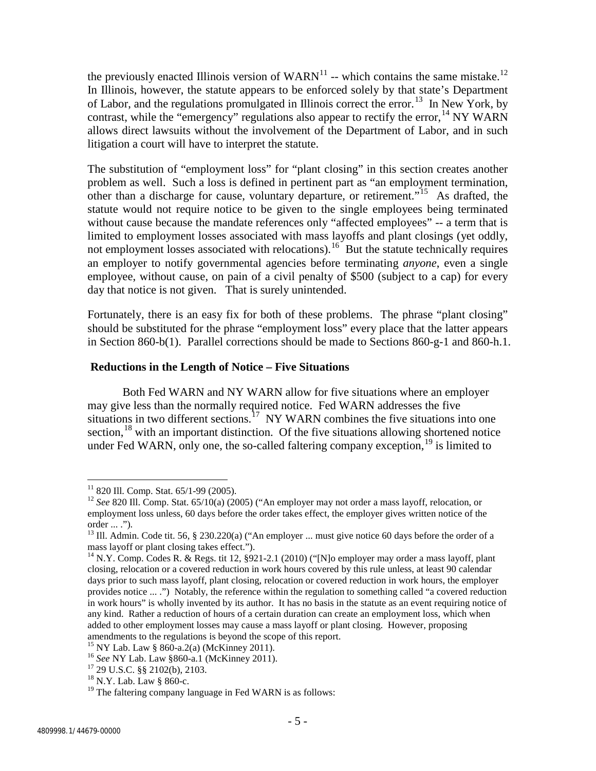the previously enacted Illinois version of WARN[11] -- which contains the same mistake.[12] In Illinois, however, the statute appears to be enforced solely by that state's Department of Labor, and the regulations promulgated in Illinois correct the error.[13] In New York, by contrast, while the "emergency" regulations also appear to rectify the error,[14] NY WARN allows direct lawsuits without the involvement of the Department of Labor, and in such litigation a court will have to interpret the statute.

The substitution of "employment loss" for "plant closing" in this section creates another problem as well. Such a loss is defined in pertinent part as "an employment termination, other than a discharge for cause, voluntary departure, or retirement."[15] As drafted, the statute would not require notice to be given to the single employees being terminated without cause because the mandate references only "affected employees" -- a term that is limited to employment losses associated with mass layoffs and plant closings (yet oddly, not employment losses associated with relocations).[16] But the statute technically requires an employer to notify governmental agencies before terminating *anyone*, even a single employee, without cause, on pain of a civil penalty of $500 (subject to a cap) for every day that notice is not given. That is surely unintended.

Fortunately, there is an easy fix for both of these problems. The phrase "plant closing" should be substituted for the phrase "employment loss" every place that the latter appears in Section 860-b(1). Parallel corrections should be made to Sections 860-g-1 and 860-h.1.

**Reductions in the Length of Notice – Five Situations**

Both Fed WARN and NY WARN allow for five situations where an employer may give less than the normally required notice. Fed WARN addresses the five situations in two different sections.[17] NY WARN combines the five situations into one section,[18] with an important distinction. Of the five situations allowing shortened notice under Fed WARN, only one, the so-called faltering company exception,[19] is limited to

---

[11] 820 Ill. Comp. Stat. 65/1-99 (2005).

[12] *See* 820 Ill. Comp. Stat. 65/10(a) (2005) ("An employer may not order a mass layoff, relocation, or employment loss unless, 60 days before the order takes effect, the employer gives written notice of the order ... .").

[13] Ill. Admin. Code tit. 56, § 230.220(a) ("An employer ... must give notice 60 days before the order of a mass layoff or plant closing takes effect.").

[14] N.Y. Comp. Codes R. & Regs. tit 12, §921-2.1 (2010) ("[N]o employer may order a mass layoff, plant closing, relocation or a covered reduction in work hours covered by this rule unless, at least 90 calendar days prior to such mass layoff, plant closing, relocation or covered reduction in work hours, the employer provides notice ... .") Notably, the reference within the regulation to something called "a covered reduction in work hours" is wholly invented by its author. It has no basis in the statute as an event requiring notice of any kind. Rather a reduction of hours of a certain duration can create an employment loss, which when added to other employment losses may cause a mass layoff or plant closing. However, proposing amendments to the regulations is beyond the scope of this report.

[15] NY Lab. Law § 860-a.2(a) (McKinney 2011).

[16] *See* NY Lab. Law §860-a.1 (McKinney 2011).

[17] 29 U.S.C. §§ 2102(b), 2103.

[18] N.Y. Lab. Law § 860-c.

[19] The faltering company language in Fed WARN is as follows: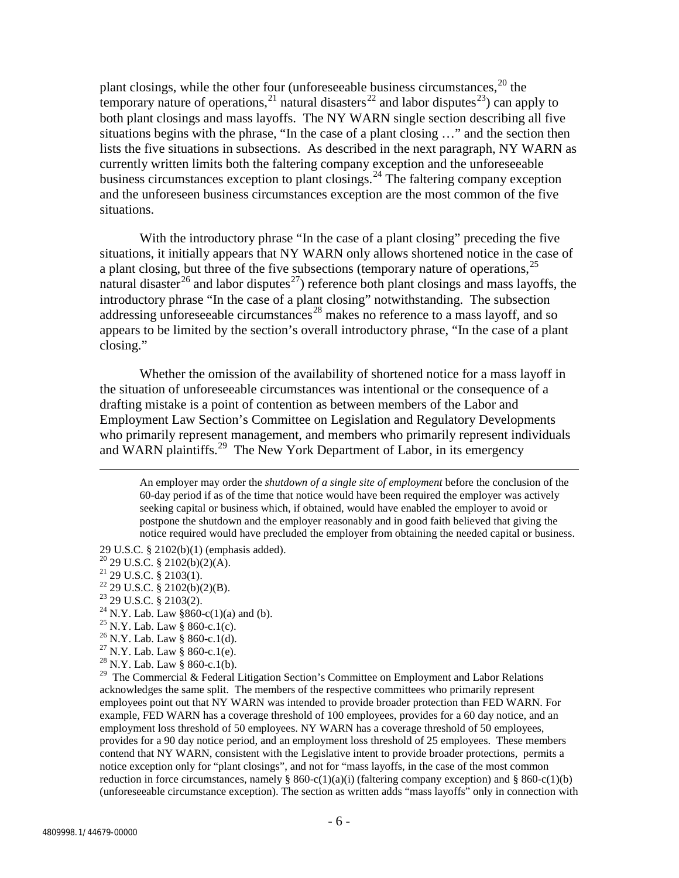plant closings, while the other four (unforeseeable business circumstances,[20] the temporary nature of operations,[21] natural disasters[22] and labor disputes[23]) can apply to both plant closings and mass layoffs. The NY WARN single section describing all five situations begins with the phrase, "In the case of a plant closing …" and the section then lists the five situations in subsections. As described in the next paragraph, NY WARN as currently written limits both the faltering company exception and the unforeseeable business circumstances exception to plant closings.[24] The faltering company exception and the unforeseen business circumstances exception are the most common of the five situations.

With the introductory phrase "In the case of a plant closing" preceding the five situations, it initially appears that NY WARN only allows shortened notice in the case of a plant closing, but three of the five subsections (temporary nature of operations,[25] natural disaster[26] and labor disputes[27]) reference both plant closings and mass layoffs, the introductory phrase "In the case of a plant closing" notwithstanding. The subsection addressing unforeseeable circumstances[28] makes no reference to a mass layoff, and so appears to be limited by the section's overall introductory phrase, "In the case of a plant closing."

Whether the omission of the availability of shortened notice for a mass layoff in the situation of unforeseeable circumstances was intentional or the consequence of a drafting mistake is a point of contention as between members of the Labor and Employment Law Section's Committee on Legislation and Regulatory Developments who primarily represent management, and members who primarily represent individuals and WARN plaintiffs.[29] The New York Department of Labor, in its emergency

---

> An employer may order the *shutdown of a single site of employment* before the conclusion of the 60-day period if as of the time that notice would have been required the employer was actively seeking capital or business which, if obtained, would have enabled the employer to avoid or postpone the shutdown and the employer reasonably and in good faith believed that giving the notice required would have precluded the employer from obtaining the needed capital or business.

29 U.S.C. § 2102(b)(1) (emphasis added).

[20] 29 U.S.C. § 2102(b)(2)(A).

[21] 29 U.S.C. § 2103(1).

[22] 29 U.S.C. § 2102(b)(2)(B).

[23] 29 U.S.C. § 2103(2).

[24] N.Y. Lab. Law §860-c(1)(a) and (b).

[25] N.Y. Lab. Law § 860-c.1(c).

[26] N.Y. Lab. Law § 860-c.1(d).

[27] N.Y. Lab. Law § 860-c.1(e).

[28] N.Y. Lab. Law § 860-c.1(b).

[29] The Commercial & Federal Litigation Section's Committee on Employment and Labor Relations acknowledges the same split. The members of the respective committees who primarily represent employees point out that NY WARN was intended to provide broader protection than FED WARN. For example, FED WARN has a coverage threshold of 100 employees, provides for a 60 day notice, and an employment loss threshold of 50 employees. NY WARN has a coverage threshold of 50 employees, provides for a 90 day notice period, and an employment loss threshold of 25 employees. These members contend that NY WARN, consistent with the Legislative intent to provide broader protections, permits a notice exception only for "plant closings", and not for "mass layoffs, in the case of the most common reduction in force circumstances, namely § 860-c(1)(a)(i) (faltering company exception) and § 860-c(1)(b) (unforeseeable circumstance exception). The section as written adds "mass layoffs" only in connection with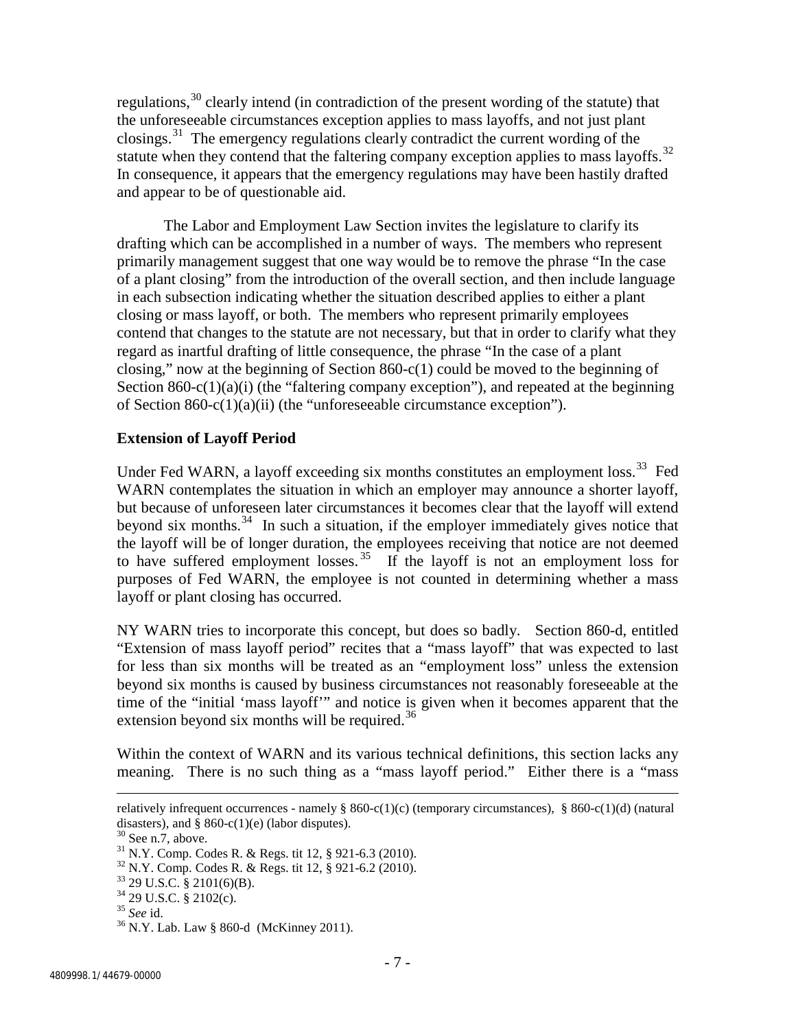regulations,[30] clearly intend (in contradiction of the present wording of the statute) that the unforeseeable circumstances exception applies to mass layoffs, and not just plant closings.[31] The emergency regulations clearly contradict the current wording of the statute when they contend that the faltering company exception applies to mass layoffs.[32] In consequence, it appears that the emergency regulations may have been hastily drafted and appear to be of questionable aid.

The Labor and Employment Law Section invites the legislature to clarify its drafting which can be accomplished in a number of ways. The members who represent primarily management suggest that one way would be to remove the phrase "In the case of a plant closing" from the introduction of the overall section, and then include language in each subsection indicating whether the situation described applies to either a plant closing or mass layoff, or both. The members who represent primarily employees contend that changes to the statute are not necessary, but that in order to clarify what they regard as inartful drafting of little consequence, the phrase "In the case of a plant closing," now at the beginning of Section 860-c(1) could be moved to the beginning of Section 860-c(1)(a)(i) (the "faltering company exception"), and repeated at the beginning of Section 860-c(1)(a)(ii) (the "unforeseeable circumstance exception").

**Extension of Layoff Period**

Under Fed WARN, a layoff exceeding six months constitutes an employment loss.[33] Fed WARN contemplates the situation in which an employer may announce a shorter layoff, but because of unforeseen later circumstances it becomes clear that the layoff will extend beyond six months.[34] In such a situation, if the employer immediately gives notice that the layoff will be of longer duration, the employees receiving that notice are not deemed to have suffered employment losses.[35] If the layoff is not an employment loss for purposes of Fed WARN, the employee is not counted in determining whether a mass layoff or plant closing has occurred.

NY WARN tries to incorporate this concept, but does so badly. Section 860-d, entitled "Extension of mass layoff period" recites that a "mass layoff" that was expected to last for less than six months will be treated as an "employment loss" unless the extension beyond six months is caused by business circumstances not reasonably foreseeable at the time of the "initial 'mass layoff'" and notice is given when it becomes apparent that the extension beyond six months will be required.[36]

Within the context of WARN and its various technical definitions, this section lacks any meaning. There is no such thing as a "mass layoff period." Either there is a "mass

---

relatively infrequent occurrences - namely § 860-c(1)(c) (temporary circumstances), § 860-c(1)(d) (natural disasters), and § 860-c(1)(e) (labor disputes).

[30] See n.7, above.

[31] N.Y. Comp. Codes R. & Regs. tit 12, § 921-6.3 (2010).

[32] N.Y. Comp. Codes R. & Regs. tit 12, § 921-6.2 (2010).

[33] 29 U.S.C. § 2101(6)(B).

[34] 29 U.S.C. § 2102(c).

[35] *See* id.

[36] N.Y. Lab. Law § 860-d (McKinney 2011).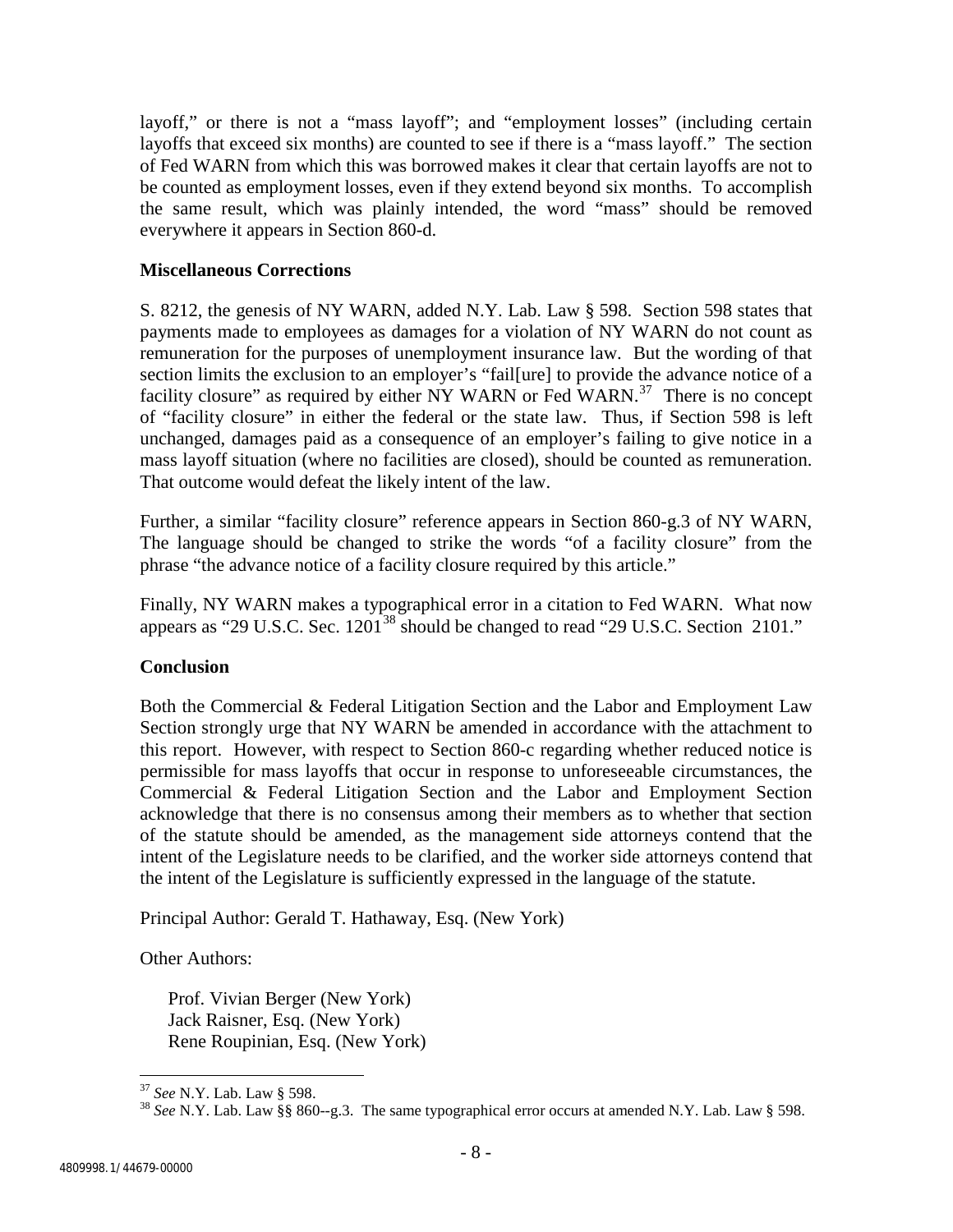layoff," or there is not a "mass layoff"; and "employment losses" (including certain layoffs that exceed six months) are counted to see if there is a "mass layoff." The section of Fed WARN from which this was borrowed makes it clear that certain layoffs are not to be counted as employment losses, even if they extend beyond six months. To accomplish the same result, which was plainly intended, the word "mass" should be removed everywhere it appears in Section 860-d.

**Miscellaneous Corrections**

S. 8212, the genesis of NY WARN, added N.Y. Lab. Law § 598. Section 598 states that payments made to employees as damages for a violation of NY WARN do not count as remuneration for the purposes of unemployment insurance law. But the wording of that section limits the exclusion to an employer's "fail[ure] to provide the advance notice of a facility closure" as required by either NY WARN or Fed WARN.[37] There is no concept of "facility closure" in either the federal or the state law. Thus, if Section 598 is left unchanged, damages paid as a consequence of an employer's failing to give notice in a mass layoff situation (where no facilities are closed), should be counted as remuneration. That outcome would defeat the likely intent of the law.

Further, a similar "facility closure" reference appears in Section 860-g.3 of NY WARN, The language should be changed to strike the words "of a facility closure" from the phrase "the advance notice of a facility closure required by this article."

Finally, NY WARN makes a typographical error in a citation to Fed WARN. What now appears as "29 U.S.C. Sec. 1201[38] should be changed to read "29 U.S.C. Section 2101."

**Conclusion**

Both the Commercial & Federal Litigation Section and the Labor and Employment Law Section strongly urge that NY WARN be amended in accordance with the attachment to this report. However, with respect to Section 860-c regarding whether reduced notice is permissible for mass layoffs that occur in response to unforeseeable circumstances, the Commercial & Federal Litigation Section and the Labor and Employment Section acknowledge that there is no consensus among their members as to whether that section of the statute should be amended, as the management side attorneys contend that the intent of the Legislature needs to be clarified, and the worker side attorneys contend that the intent of the Legislature is sufficiently expressed in the language of the statute.

Principal Author: Gerald T. Hathaway, Esq. (New York)

Other Authors:

Prof. Vivian Berger (New York)
Jack Raisner, Esq. (New York)
Rene Roupinian, Esq. (New York)

---

[37] *See* N.Y. Lab. Law § 598.

[38] *See* N.Y. Lab. Law §§ 860--g.3. The same typographical error occurs at amended N.Y. Lab. Law § 598.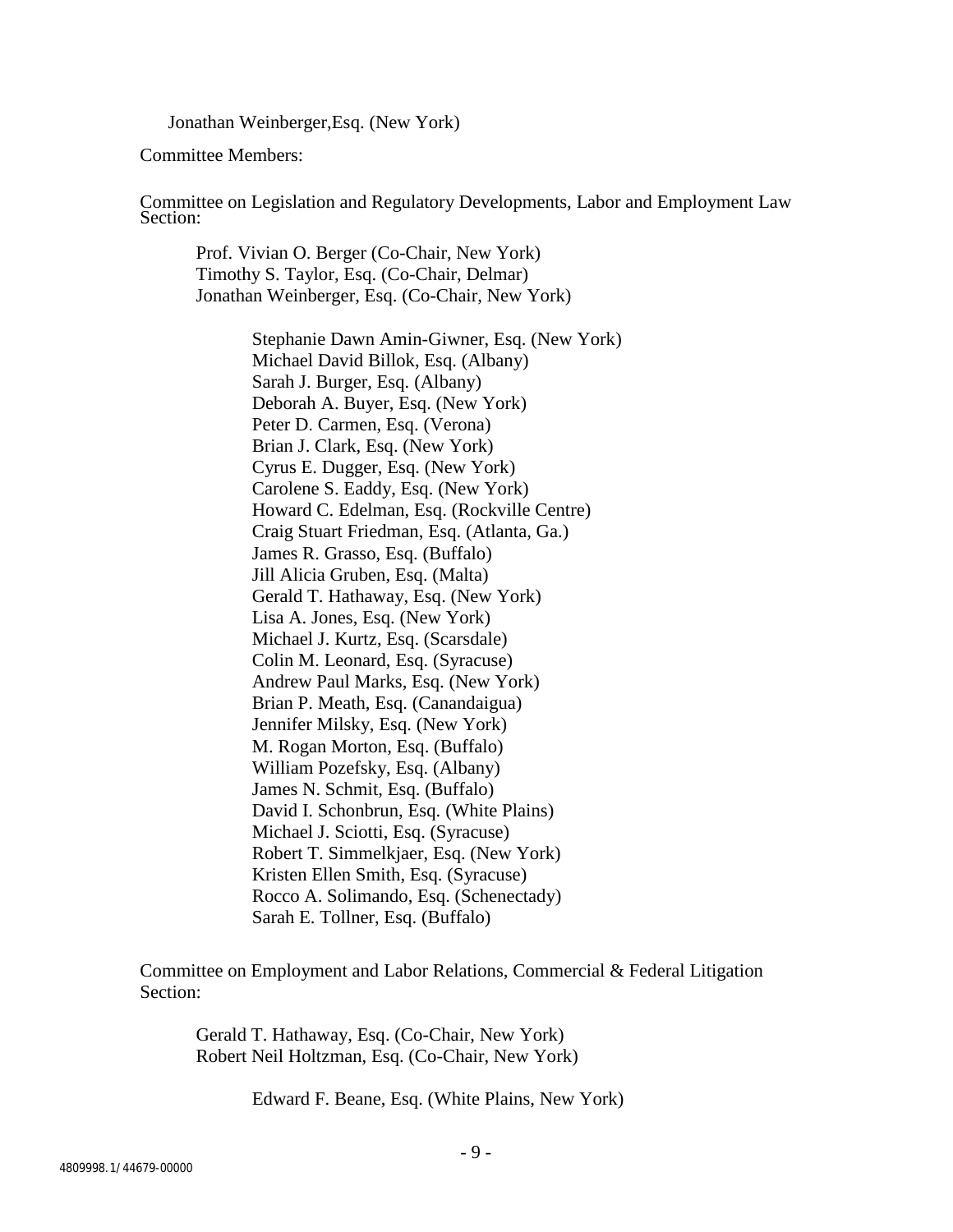Jonathan Weinberger,Esq. (New York)

Committee Members:

Committee on Legislation and Regulatory Developments, Labor and Employment Law Section:

Prof. Vivian O. Berger (Co-Chair, New York)
Timothy S. Taylor, Esq. (Co-Chair, Delmar)
Jonathan Weinberger, Esq. (Co-Chair, New York)

Stephanie Dawn Amin-Giwner, Esq. (New York)
Michael David Billok, Esq. (Albany)
Sarah J. Burger, Esq. (Albany)
Deborah A. Buyer, Esq. (New York)
Peter D. Carmen, Esq. (Verona)
Brian J. Clark, Esq. (New York)
Cyrus E. Dugger, Esq. (New York)
Carolene S. Eaddy, Esq. (New York)
Howard C. Edelman, Esq. (Rockville Centre)
Craig Stuart Friedman, Esq. (Atlanta, Ga.)
James R. Grasso, Esq. (Buffalo)
Jill Alicia Gruben, Esq. (Malta)
Gerald T. Hathaway, Esq. (New York)
Lisa A. Jones, Esq. (New York)
Michael J. Kurtz, Esq. (Scarsdale)
Colin M. Leonard, Esq. (Syracuse)
Andrew Paul Marks, Esq. (New York)
Brian P. Meath, Esq. (Canandaigua)
Jennifer Milsky, Esq. (New York)
M. Rogan Morton, Esq. (Buffalo)
William Pozefsky, Esq. (Albany)
James N. Schmit, Esq. (Buffalo)
David I. Schonbrun, Esq. (White Plains)
Michael J. Sciotti, Esq. (Syracuse)
Robert T. Simmelkjaer, Esq. (New York)
Kristen Ellen Smith, Esq. (Syracuse)
Rocco A. Solimando, Esq. (Schenectady)
Sarah E. Tollner, Esq. (Buffalo)

Committee on Employment and Labor Relations, Commercial & Federal Litigation Section:

Gerald T. Hathaway, Esq. (Co-Chair, New York)
Robert Neil Holtzman, Esq. (Co-Chair, New York)

Edward F. Beane, Esq. (White Plains, New York)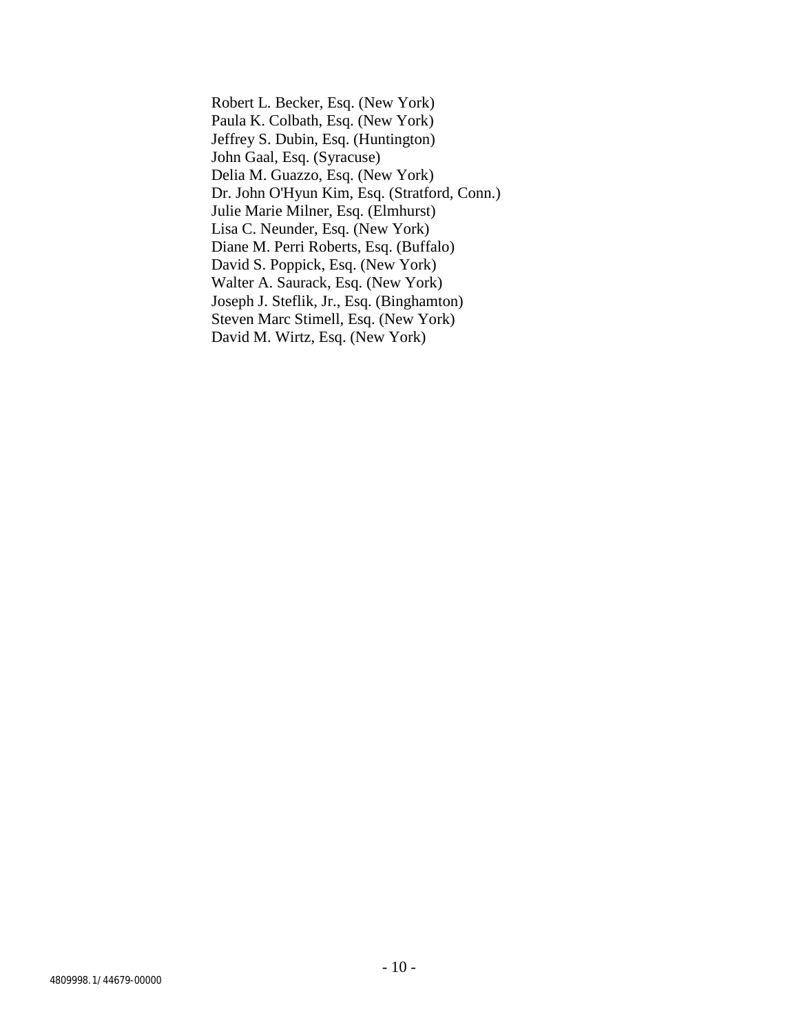Robert L. Becker, Esq. (New York)
Paula K. Colbath, Esq. (New York)
Jeffrey S. Dubin, Esq. (Huntington)
John Gaal, Esq. (Syracuse)
Delia M. Guazzo, Esq. (New York)
Dr. John O'Hyun Kim, Esq. (Stratford, Conn.)
Julie Marie Milner, Esq. (Elmhurst)
Lisa C. Neunder, Esq. (New York)
Diane M. Perri Roberts, Esq. (Buffalo)
David S. Poppick, Esq. (New York)
Walter A. Saurack, Esq. (New York)
Joseph J. Steflik, Jr., Esq. (Binghamton)
Steven Marc Stimell, Esq. (New York)
David M. Wirtz, Esq. (New York)

4809998.1/ 44679-00000